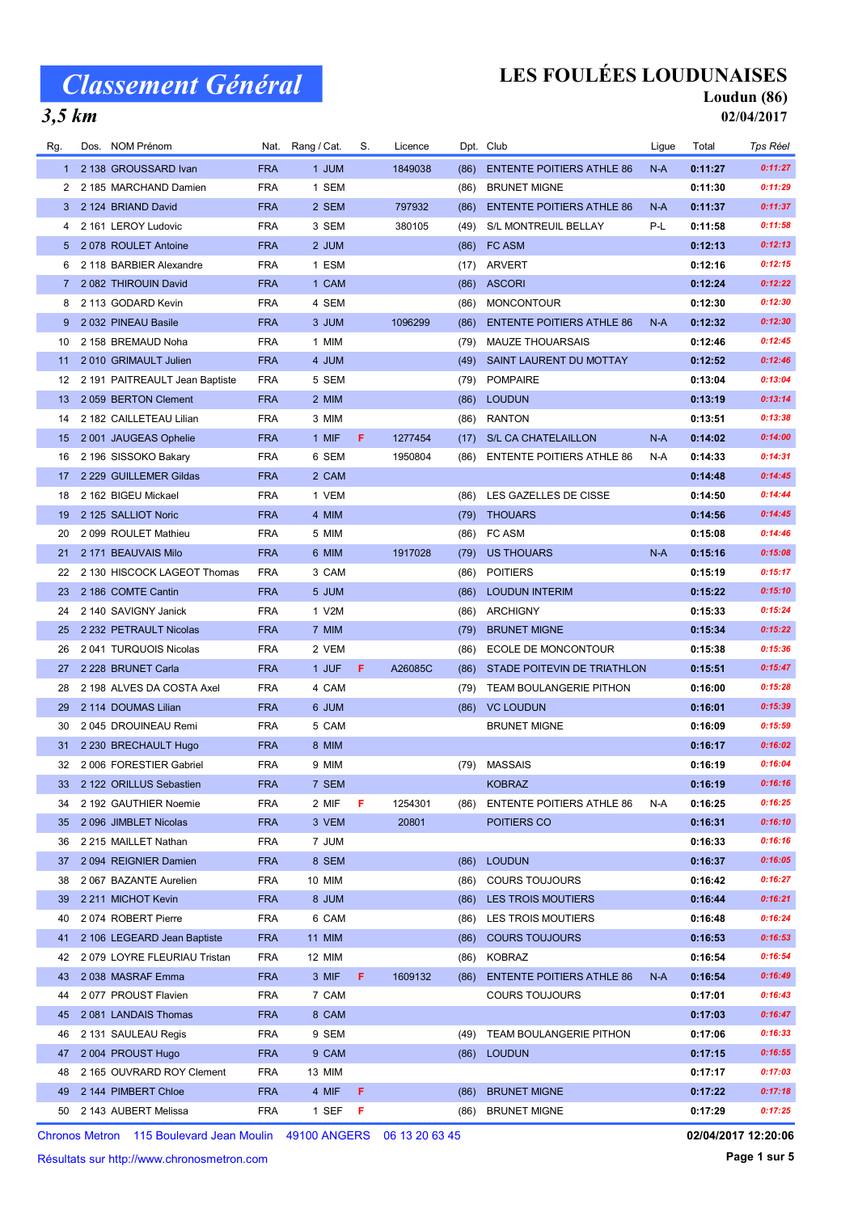# Classement Général

*3,5 km*

## LES FOULÉES LOUDUNAISES

**Loudun (86)**

**02/04/2017**

| Rg. | Dos. | NOM Prénom | Nat. | Rang / Cat. | S. | Licence | Dpt. | Club | Ligue | Total | Tps Réel |
|---|---|---|---|---|---|---|---|---|---|---|---|
| 1 | 2 138 | GROUSSARD Ivan | FRA | 1 JUM | | 1849038 | (86) | ENTENTE POITIERS ATHLE 86 | N-A | 0:11:27 | 0:11:27 |
| 2 | 2 185 | MARCHAND Damien | FRA | 1 SEM | | | (86) | BRUNET MIGNE | | 0:11:30 | 0:11:29 |
| 3 | 2 124 | BRIAND David | FRA | 2 SEM | | 797932 | (86) | ENTENTE POITIERS ATHLE 86 | N-A | 0:11:37 | 0:11:37 |
| 4 | 2 161 | LEROY Ludovic | FRA | 3 SEM | | 380105 | (49) | S/L MONTREUIL BELLAY | P-L | 0:11:58 | 0:11:58 |
| 5 | 2 078 | ROULET Antoine | FRA | 2 JUM | | | (86) | FC ASM | | 0:12:13 | 0:12:13 |
| 6 | 2 118 | BARBIER Alexandre | FRA | 1 ESM | | | (17) | ARVERT | | 0:12:16 | 0:12:15 |
| 7 | 2 082 | THIROUIN David | FRA | 1 CAM | | | (86) | ASCORI | | 0:12:24 | 0:12:22 |
| 8 | 2 113 | GODARD Kevin | FRA | 4 SEM | | | (86) | MONCONTOUR | | 0:12:30 | 0:12:30 |
| 9 | 2 032 | PINEAU Basile | FRA | 3 JUM | | 1096299 | (86) | ENTENTE POITIERS ATHLE 86 | N-A | 0:12:32 | 0:12:30 |
| 10 | 2 158 | BREMAUD Noha | FRA | 1 MIM | | | (79) | MAUZE THOUARSAIS | | 0:12:46 | 0:12:45 |
| 11 | 2 010 | GRIMAULT Julien | FRA | 4 JUM | | | (49) | SAINT LAURENT DU MOTTAY | | 0:12:52 | 0:12:46 |
| 12 | 2 191 | PAITREAULT Jean Baptiste | FRA | 5 SEM | | | (79) | POMPAIRE | | 0:13:04 | 0:13:04 |
| 13 | 2 059 | BERTON Clement | FRA | 2 MIM | | | (86) | LOUDUN | | 0:13:19 | 0:13:14 |
| 14 | 2 182 | CAILLETEAU Lilian | FRA | 3 MIM | | | (86) | RANTON | | 0:13:51 | 0:13:38 |
| 15 | 2 001 | JAUGEAS Ophelie | FRA | 1 MIF | F | 1277454 | (17) | S/L CA CHATELAILLON | N-A | 0:14:02 | 0:14:00 |
| 16 | 2 196 | SISSOKO Bakary | FRA | 6 SEM | | 1950804 | (86) | ENTENTE POITIERS ATHLE 86 | N-A | 0:14:33 | 0:14:31 |
| 17 | 2 229 | GUILLEMER Gildas | FRA | 2 CAM | | | | | | 0:14:48 | 0:14:45 |
| 18 | 2 162 | BIGEU Mickael | FRA | 1 VEM | | | (86) | LES GAZELLES DE CISSE | | 0:14:50 | 0:14:44 |
| 19 | 2 125 | SALLIOT Noric | FRA | 4 MIM | | | (79) | THOUARS | | 0:14:56 | 0:14:45 |
| 20 | 2 099 | ROULET Mathieu | FRA | 5 MIM | | | (86) | FC ASM | | 0:15:08 | 0:14:46 |
| 21 | 2 171 | BEAUVAIS Milo | FRA | 6 MIM | | 1917028 | (79) | US THOUARS | N-A | 0:15:16 | 0:15:08 |
| 22 | 2 130 | HISCOCK LAGEOT Thomas | FRA | 3 CAM | | | (86) | POITIERS | | 0:15:19 | 0:15:17 |
| 23 | 2 186 | COMTE Cantin | FRA | 5 JUM | | | (86) | LOUDUN INTERIM | | 0:15:22 | 0:15:10 |
| 24 | 2 140 | SAVIGNY Janick | FRA | 1 V2M | | | (86) | ARCHIGNY | | 0:15:33 | 0:15:24 |
| 25 | 2 232 | PETRAULT Nicolas | FRA | 7 MIM | | | (79) | BRUNET MIGNE | | 0:15:34 | 0:15:22 |
| 26 | 2 041 | TURQUOIS Nicolas | FRA | 2 VEM | | | (86) | ECOLE DE MONCONTOUR | | 0:15:38 | 0:15:36 |
| 27 | 2 228 | BRUNET Carla | FRA | 1 JUF | F | A26085C | (86) | STADE POITEVIN DE TRIATHLON | | 0:15:51 | 0:15:47 |
| 28 | 2 198 | ALVES DA COSTA Axel | FRA | 4 CAM | | | (79) | TEAM BOULANGERIE PITHON | | 0:16:00 | 0:15:28 |
| 29 | 2 114 | DOUMAS Lilian | FRA | 6 JUM | | | (86) | VC LOUDUN | | 0:16:01 | 0:15:39 |
| 30 | 2 045 | DROUINEAU Remi | FRA | 5 CAM | | | | BRUNET MIGNE | | 0:16:09 | 0:15:59 |
| 31 | 2 230 | BRECHAULT Hugo | FRA | 8 MIM | | | | | | 0:16:17 | 0:16:02 |
| 32 | 2 006 | FORESTIER Gabriel | FRA | 9 MIM | | | (79) | MASSAIS | | 0:16:19 | 0:16:04 |
| 33 | 2 122 | ORILLUS Sebastien | FRA | 7 SEM | | | | KOBRAZ | | 0:16:19 | 0:16:16 |
| 34 | 2 192 | GAUTHIER Noemie | FRA | 2 MIF | F | 1254301 | (86) | ENTENTE POITIERS ATHLE 86 | N-A | 0:16:25 | 0:16:25 |
| 35 | 2 096 | JIMBLET Nicolas | FRA | 3 VEM | | 20801 | | POITIERS CO | | 0:16:31 | 0:16:10 |
| 36 | 2 215 | MAILLET Nathan | FRA | 7 JUM | | | | | | 0:16:33 | 0:16:16 |
| 37 | 2 094 | REIGNIER Damien | FRA | 8 SEM | | | (86) | LOUDUN | | 0:16:37 | 0:16:05 |
| 38 | 2 067 | BAZANTE Aurelien | FRA | 10 MIM | | | (86) | COURS TOUJOURS | | 0:16:42 | 0:16:27 |
| 39 | 2 211 | MICHOT Kevin | FRA | 8 JUM | | | (86) | LES TROIS MOUTIERS | | 0:16:44 | 0:16:21 |
| 40 | 2 074 | ROBERT Pierre | FRA | 6 CAM | | | (86) | LES TROIS MOUTIERS | | 0:16:48 | 0:16:24 |
| 41 | 2 106 | LEGEARD Jean Baptiste | FRA | 11 MIM | | | (86) | COURS TOUJOURS | | 0:16:53 | 0:16:53 |
| 42 | 2 079 | LOYRE FLEURIAU Tristan | FRA | 12 MIM | | | (86) | KOBRAZ | | 0:16:54 | 0:16:54 |
| 43 | 2 038 | MASRAF Emma | FRA | 3 MIF | F | 1609132 | (86) | ENTENTE POITIERS ATHLE 86 | N-A | 0:16:54 | 0:16:49 |
| 44 | 2 077 | PROUST Flavien | FRA | 7 CAM | | | | COURS TOUJOURS | | 0:17:01 | 0:16:43 |
| 45 | 2 081 | LANDAIS Thomas | FRA | 8 CAM | | | | | | 0:17:03 | 0:16:47 |
| 46 | 2 131 | SAULEAU Regis | FRA | 9 SEM | | | (49) | TEAM BOULANGERIE PITHON | | 0:17:06 | 0:16:33 |
| 47 | 2 004 | PROUST Hugo | FRA | 9 CAM | | | (86) | LOUDUN | | 0:17:15 | 0:16:55 |
| 48 | 2 165 | OUVRARD ROY Clement | FRA | 13 MIM | | | | | | 0:17:17 | 0:17:03 |
| 49 | 2 144 | PIMBERT Chloe | FRA | 4 MIF | F | | (86) | BRUNET MIGNE | | 0:17:22 | 0:17:18 |
| 50 | 2 143 | AUBERT Melissa | FRA | 1 SEF | F | | (86) | BRUNET MIGNE | | 0:17:29 | 0:17:25 |

Chronos Metron 115 Boulevard Jean Moulin 49100 ANGERS 06 13 20 63 45

Résultats sur http://www.chronosmetron.com

02/04/2017 12:20:06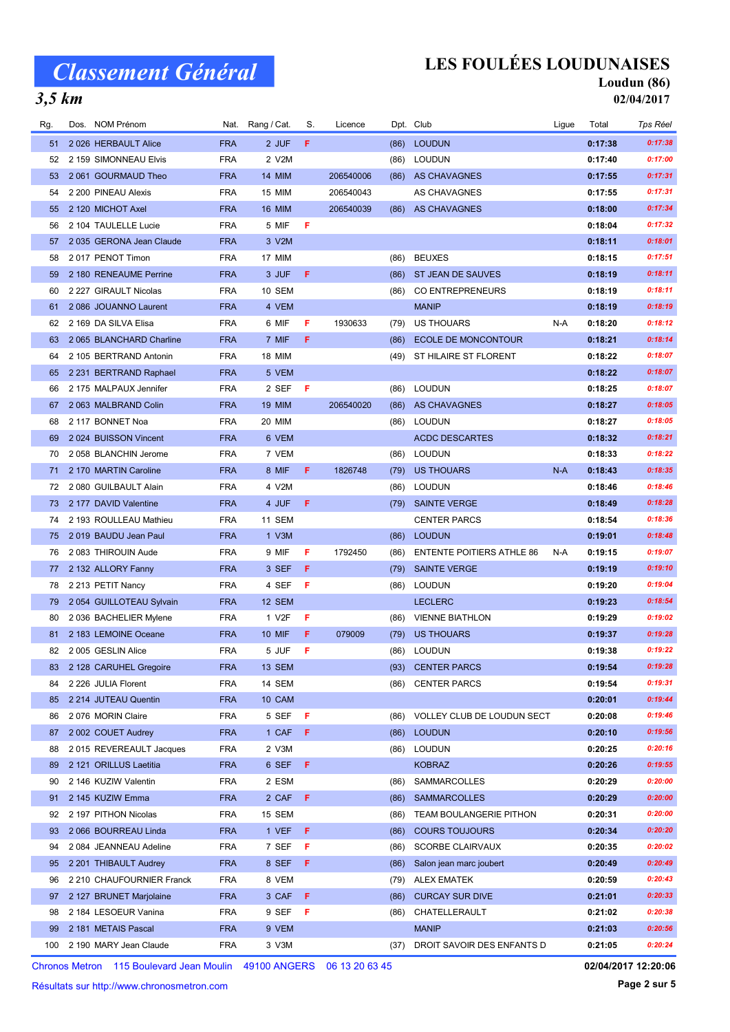# Classement Général

## 3,5 km

# LES FOULÉES LOUDUNAISES

**Loudun (86)**

**02/04/2017**

| Rg. | Dos. | NOM Prénom | Nat. | Rang / Cat. | S. | Licence | Dpt. | Club | Ligue | Total | Tps Réel |
|---|---|---|---|---|---|---|---|---|---|---|---|
| 51 | 2 026 | HERBAULT Alice | FRA | 2 JUF | F | | (86) | LOUDUN | | 0:17:38 | 0:17:38 |
| 52 | 2 159 | SIMONNEAU Elvis | FRA | 2 V2M | | | (86) | LOUDUN | | 0:17:40 | 0:17:00 |
| 53 | 2 061 | GOURMAUD Theo | FRA | 14 MIM | | 206540006 | (86) | AS CHAVAGNES | | 0:17:55 | 0:17:31 |
| 54 | 2 200 | PINEAU Alexis | FRA | 15 MIM | | 206540043 | | AS CHAVAGNES | | 0:17:55 | 0:17:31 |
| 55 | 2 120 | MICHOT Axel | FRA | 16 MIM | | 206540039 | (86) | AS CHAVAGNES | | 0:18:00 | 0:17:34 |
| 56 | 2 104 | TAULELLE Lucie | FRA | 5 MIF | F | | | | | 0:18:04 | 0:17:32 |
| 57 | 2 035 | GERONA Jean Claude | FRA | 3 V2M | | | | | | 0:18:11 | 0:18:01 |
| 58 | 2 017 | PENOT Timon | FRA | 17 MIM | | | (86) | BEUXES | | 0:18:15 | 0:17:51 |
| 59 | 2 180 | RENEAUME Perrine | FRA | 3 JUF | F | | (86) | ST JEAN DE SAUVES | | 0:18:19 | 0:18:11 |
| 60 | 2 227 | GIRAULT Nicolas | FRA | 10 SEM | | | (86) | CO ENTREPRENEURS | | 0:18:19 | 0:18:11 |
| 61 | 2 086 | JOUANNO Laurent | FRA | 4 VEM | | | | MANIP | | 0:18:19 | 0:18:19 |
| 62 | 2 169 | DA SILVA Elisa | FRA | 6 MIF | F | 1930633 | (79) | US THOUARS | N-A | 0:18:20 | 0:18:12 |
| 63 | 2 065 | BLANCHARD Charline | FRA | 7 MIF | F | | (86) | ECOLE DE MONCONTOUR | | 0:18:21 | 0:18:14 |
| 64 | 2 105 | BERTRAND Antonin | FRA | 18 MIM | | | (49) | ST HILAIRE ST FLORENT | | 0:18:22 | 0:18:07 |
| 65 | 2 231 | BERTRAND Raphael | FRA | 5 VEM | | | | | | 0:18:22 | 0:18:07 |
| 66 | 2 175 | MALPAUX Jennifer | FRA | 2 SEF | F | | (86) | LOUDUN | | 0:18:25 | 0:18:07 |
| 67 | 2 063 | MALBRAND Colin | FRA | 19 MIM | | 206540020 | (86) | AS CHAVAGNES | | 0:18:27 | 0:18:05 |
| 68 | 2 117 | BONNET Noa | FRA | 20 MIM | | | (86) | LOUDUN | | 0:18:27 | 0:18:05 |
| 69 | 2 024 | BUISSON Vincent | FRA | 6 VEM | | | | ACDC DESCARTES | | 0:18:32 | 0:18:21 |
| 70 | 2 058 | BLANCHIN Jerome | FRA | 7 VEM | | | (86) | LOUDUN | | 0:18:33 | 0:18:22 |
| 71 | 2 170 | MARTIN Caroline | FRA | 8 MIF | F | 1826748 | (79) | US THOUARS | N-A | 0:18:43 | 0:18:35 |
| 72 | 2 080 | GUILBAULT Alain | FRA | 4 V2M | | | (86) | LOUDUN | | 0:18:46 | 0:18:46 |
| 73 | 2 177 | DAVID Valentine | FRA | 4 JUF | F | | (79) | SAINTE VERGE | | 0:18:49 | 0:18:28 |
| 74 | 2 193 | ROULLEAU Mathieu | FRA | 11 SEM | | | | CENTER PARCS | | 0:18:54 | 0:18:36 |
| 75 | 2 019 | BAUDU Jean Paul | FRA | 1 V3M | | | (86) | LOUDUN | | 0:19:01 | 0:18:48 |
| 76 | 2 083 | THIROUIN Aude | FRA | 9 MIF | F | 1792450 | (86) | ENTENTE POITIERS ATHLE 86 | N-A | 0:19:15 | 0:19:07 |
| 77 | 2 132 | ALLORY Fanny | FRA | 3 SEF | F | | (79) | SAINTE VERGE | | 0:19:19 | 0:19:10 |
| 78 | 2 213 | PETIT Nancy | FRA | 4 SEF | F | | (86) | LOUDUN | | 0:19:20 | 0:19:04 |
| 79 | 2 054 | GUILLOTEAU Sylvain | FRA | 12 SEM | | | | LECLERC | | 0:19:23 | 0:18:54 |
| 80 | 2 036 | BACHELIER Mylene | FRA | 1 V2F | F | | (86) | VIENNE BIATHLON | | 0:19:29 | 0:19:02 |
| 81 | 2 183 | LEMOINE Oceane | FRA | 10 MIF | F | 079009 | (79) | US THOUARS | | 0:19:37 | 0:19:28 |
| 82 | 2 005 | GESLIN Alice | FRA | 5 JUF | F | | (86) | LOUDUN | | 0:19:38 | 0:19:22 |
| 83 | 2 128 | CARUHEL Gregoire | FRA | 13 SEM | | | (93) | CENTER PARCS | | 0:19:54 | 0:19:28 |
| 84 | 2 226 | JULIA Florent | FRA | 14 SEM | | | (86) | CENTER PARCS | | 0:19:54 | 0:19:31 |
| 85 | 2 214 | JUTEAU Quentin | FRA | 10 CAM | | | | | | 0:20:01 | 0:19:44 |
| 86 | 2 076 | MORIN Claire | FRA | 5 SEF | F | | (86) | VOLLEY CLUB DE LOUDUN SECT | | 0:20:08 | 0:19:46 |
| 87 | 2 002 | COUET Audrey | FRA | 1 CAF | F | | (86) | LOUDUN | | 0:20:10 | 0:19:56 |
| 88 | 2 015 | REVEREAULT Jacques | FRA | 2 V3M | | | (86) | LOUDUN | | 0:20:25 | 0:20:16 |
| 89 | 2 121 | ORILLUS Laetitia | FRA | 6 SEF | F | | | KOBRAZ | | 0:20:26 | 0:19:55 |
| 90 | 2 146 | KUZIW Valentin | FRA | 2 ESM | | | (86) | SAMMARCOLLES | | 0:20:29 | 0:20:00 |
| 91 | 2 145 | KUZIW Emma | FRA | 2 CAF | F | | (86) | SAMMARCOLLES | | 0:20:29 | 0:20:00 |
| 92 | 2 197 | PITHON Nicolas | FRA | 15 SEM | | | (86) | TEAM BOULANGERIE PITHON | | 0:20:31 | 0:20:00 |
| 93 | 2 066 | BOURREAU Linda | FRA | 1 VEF | F | | (86) | COURS TOUJOURS | | 0:20:34 | 0:20:20 |
| 94 | 2 084 | JEANNEAU Adeline | FRA | 7 SEF | F | | (86) | SCORBE CLAIRVAUX | | 0:20:35 | 0:20:02 |
| 95 | 2 201 | THIBAULT Audrey | FRA | 8 SEF | F | | (86) | Salon jean marc joubert | | 0:20:49 | 0:20:49 |
| 96 | 2 210 | CHAUFOURNIER Franck | FRA | 8 VEM | | | (79) | ALEX EMATEK | | 0:20:59 | 0:20:43 |
| 97 | 2 127 | BRUNET Marjolaine | FRA | 3 CAF | F | | (86) | CURCAY SUR DIVE | | 0:21:01 | 0:20:33 |
| 98 | 2 184 | LESOEUR Vanina | FRA | 9 SEF | F | | (86) | CHATELLERAULT | | 0:21:02 | 0:20:38 |
| 99 | 2 181 | METAIS Pascal | FRA | 9 VEM | | | | MANIP | | 0:21:03 | 0:20:56 |
| 100 | 2 190 | MARY Jean Claude | FRA | 3 V3M | | | (37) | DROIT SAVOIR DES ENFANTS D | | 0:21:05 | 0:20:24 |

Chronos Metron 115 Boulevard Jean Moulin 49100 ANGERS 06 13 20 63 45

Résultats sur http://www.chronosmetron.com

02/04/2017 12:20:06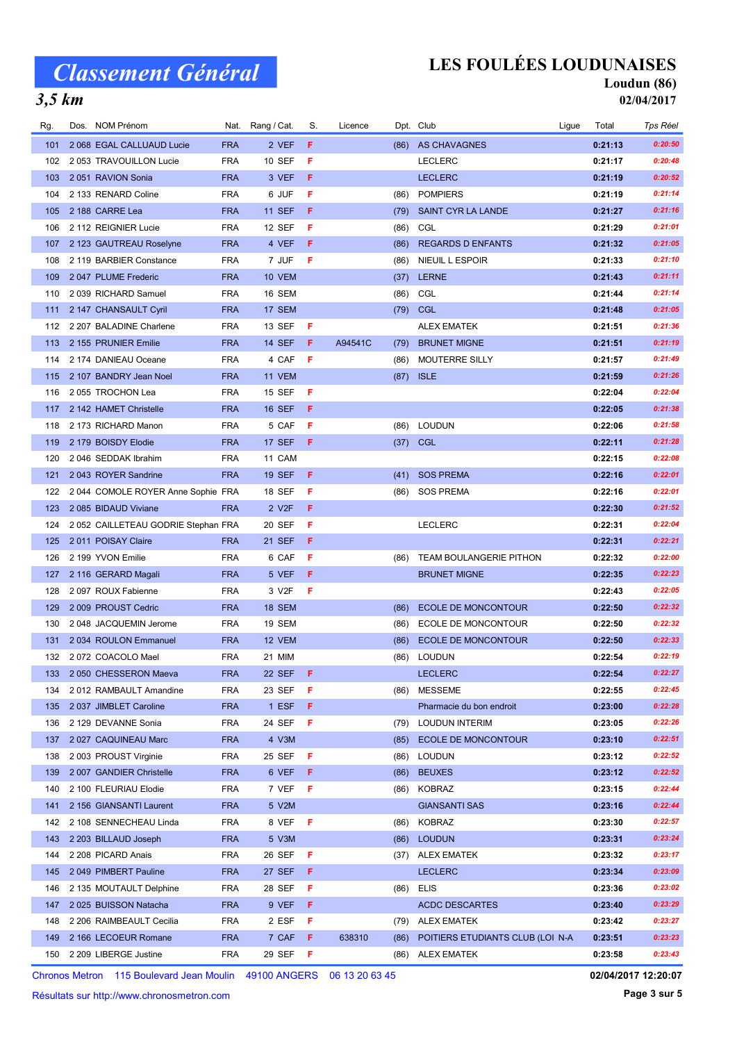# Classement Général

## 3,5 km

**LES FOULÉES LOUDUNAISES**
**Loudun (86)**
**02/04/2017**

| Rg. | Dos. | NOM Prénom | Nat. | Rang / Cat. | S. | Licence | Dpt. | Club | Ligue | Total | Tps Réel |
|---|---|---|---|---|---|---|---|---|---|---|---|
| 101 | 2 068 | EGAL CALLUAUD Lucie | FRA | 2 VEF | F | | (86) | AS CHAVAGNES | | 0:21:13 | 0:20:50 |
| 102 | 2 053 | TRAVOUILLON Lucie | FRA | 10 SEF | F | | | LECLERC | | 0:21:17 | 0:20:48 |
| 103 | 2 051 | RAVION Sonia | FRA | 3 VEF | F | | | LECLERC | | 0:21:19 | 0:20:52 |
| 104 | 2 133 | RENARD Coline | FRA | 6 JUF | F | | (86) | POMPIERS | | 0:21:19 | 0:21:14 |
| 105 | 2 188 | CARRE Lea | FRA | 11 SEF | F | | (79) | SAINT CYR LA LANDE | | 0:21:27 | 0:21:16 |
| 106 | 2 112 | REIGNIER Lucie | FRA | 12 SEF | F | | (86) | CGL | | 0:21:29 | 0:21:01 |
| 107 | 2 123 | GAUTREAU Roselyne | FRA | 4 VEF | F | | (86) | REGARDS D ENFANTS | | 0:21:32 | 0:21:05 |
| 108 | 2 119 | BARBIER Constance | FRA | 7 JUF | F | | (86) | NIEUIL L ESPOIR | | 0:21:33 | 0:21:10 |
| 109 | 2 047 | PLUME Frederic | FRA | 10 VEM | | | (37) | LERNE | | 0:21:43 | 0:21:11 |
| 110 | 2 039 | RICHARD Samuel | FRA | 16 SEM | | | (86) | CGL | | 0:21:44 | 0:21:14 |
| 111 | 2 147 | CHANSAULT Cyril | FRA | 17 SEM | | | (79) | CGL | | 0:21:48 | 0:21:05 |
| 112 | 2 207 | BALADINE Charlene | FRA | 13 SEF | F | | | ALEX EMATEK | | 0:21:51 | 0:21:36 |
| 113 | 2 155 | PRUNIER Emilie | FRA | 14 SEF | F | A94541C | (79) | BRUNET MIGNE | | 0:21:51 | 0:21:19 |
| 114 | 2 174 | DANIEAU Oceane | FRA | 4 CAF | F | | (86) | MOUTERRE SILLY | | 0:21:57 | 0:21:49 |
| 115 | 2 107 | BANDRY Jean Noel | FRA | 11 VEM | | | (87) | ISLE | | 0:21:59 | 0:21:26 |
| 116 | 2 055 | TROCHON Lea | FRA | 15 SEF | F | | | | | 0:22:04 | 0:22:04 |
| 117 | 2 142 | HAMET Christelle | FRA | 16 SEF | F | | | | | 0:22:05 | 0:21:38 |
| 118 | 2 173 | RICHARD Manon | FRA | 5 CAF | F | | (86) | LOUDUN | | 0:22:06 | 0:21:58 |
| 119 | 2 179 | BOISDY Elodie | FRA | 17 SEF | F | | (37) | CGL | | 0:22:11 | 0:21:28 |
| 120 | 2 046 | SEDDAK Ibrahim | FRA | 11 CAM | | | | | | 0:22:15 | 0:22:08 |
| 121 | 2 043 | ROYER Sandrine | FRA | 19 SEF | F | | (41) | SOS PREMA | | 0:22:16 | 0:22:01 |
| 122 | 2 044 | COMOLE ROYER Anne Sophie | FRA | 18 SEF | F | | (86) | SOS PREMA | | 0:22:16 | 0:22:01 |
| 123 | 2 085 | BIDAUD Viviane | FRA | 2 V2F | F | | | | | 0:22:30 | 0:21:52 |
| 124 | 2 052 | CAILLETEAU GODRIE Stephan | FRA | 20 SEF | F | | | LECLERC | | 0:22:31 | 0:22:04 |
| 125 | 2 011 | POISAY Claire | FRA | 21 SEF | F | | | | | 0:22:31 | 0:22:21 |
| 126 | 2 199 | YVON Emilie | FRA | 6 CAF | F | | (86) | TEAM BOULANGERIE PITHON | | 0:22:32 | 0:22:00 |
| 127 | 2 116 | GERARD Magali | FRA | 5 VEF | F | | | BRUNET MIGNE | | 0:22:35 | 0:22:23 |
| 128 | 2 097 | ROUX Fabienne | FRA | 3 V2F | F | | | | | 0:22:43 | 0:22:05 |
| 129 | 2 009 | PROUST Cedric | FRA | 18 SEM | | | (86) | ECOLE DE MONCONTOUR | | 0:22:50 | 0:22:32 |
| 130 | 2 048 | JACQUEMIN Jerome | FRA | 19 SEM | | | (86) | ECOLE DE MONCONTOUR | | 0:22:50 | 0:22:32 |
| 131 | 2 034 | ROULON Emmanuel | FRA | 12 VEM | | | (86) | ECOLE DE MONCONTOUR | | 0:22:50 | 0:22:33 |
| 132 | 2 072 | COACOLO Mael | FRA | 21 MIM | | | (86) | LOUDUN | | 0:22:54 | 0:22:19 |
| 133 | 2 050 | CHESSERON Maeva | FRA | 22 SEF | F | | | LECLERC | | 0:22:54 | 0:22:27 |
| 134 | 2 012 | RAMBAULT Amandine | FRA | 23 SEF | F | | (86) | MESSEME | | 0:22:55 | 0:22:45 |
| 135 | 2 037 | JIMBLET Caroline | FRA | 1 ESF | F | | | Pharmacie du bon endroit | | 0:23:00 | 0:22:28 |
| 136 | 2 129 | DEVANNE Sonia | FRA | 24 SEF | F | | (79) | LOUDUN INTERIM | | 0:23:05 | 0:22:26 |
| 137 | 2 027 | CAQUINEAU Marc | FRA | 4 V3M | | | (85) | ECOLE DE MONCONTOUR | | 0:23:10 | 0:22:51 |
| 138 | 2 003 | PROUST Virginie | FRA | 25 SEF | F | | (86) | LOUDUN | | 0:23:12 | 0:22:52 |
| 139 | 2 007 | GANDIER Christelle | FRA | 6 VEF | F | | (86) | BEUXES | | 0:23:12 | 0:22:52 |
| 140 | 2 100 | FLEURIAU Elodie | FRA | 7 VEF | F | | (86) | KOBRAZ | | 0:23:15 | 0:22:44 |
| 141 | 2 156 | GIANSANTI Laurent | FRA | 5 V2M | | | | GIANSANTI SAS | | 0:23:16 | 0:22:44 |
| 142 | 2 108 | SENNECHEAU Linda | FRA | 8 VEF | F | | (86) | KOBRAZ | | 0:23:30 | 0:22:57 |
| 143 | 2 203 | BILLAUD Joseph | FRA | 5 V3M | | | (86) | LOUDUN | | 0:23:31 | 0:23:24 |
| 144 | 2 208 | PICARD Anais | FRA | 26 SEF | F | | (37) | ALEX EMATEK | | 0:23:32 | 0:23:17 |
| 145 | 2 049 | PIMBERT Pauline | FRA | 27 SEF | F | | | LECLERC | | 0:23:34 | 0:23:09 |
| 146 | 2 135 | MOUTAULT Delphine | FRA | 28 SEF | F | | (86) | ELIS | | 0:23:36 | 0:23:02 |
| 147 | 2 025 | BUISSON Natacha | FRA | 9 VEF | F | | | ACDC DESCARTES | | 0:23:40 | 0:23:29 |
| 148 | 2 206 | RAIMBEAULT Cecilia | FRA | 2 ESF | F | | (79) | ALEX EMATEK | | 0:23:42 | 0:23:27 |
| 149 | 2 166 | LECOEUR Romane | FRA | 7 CAF | F | 638310 | (86) | POITIERS ETUDIANTS CLUB (LOI | N-A | 0:23:51 | 0:23:23 |
| 150 | 2 209 | LIBERGE Justine | FRA | 29 SEF | F | | (86) | ALEX EMATEK | | 0:23:58 | 0:23:43 |

Chronos Metron 115 Boulevard Jean Moulin 49100 ANGERS 06 13 20 63 45 — 02/04/2017 12:20:07

Résultats sur http://www.chronosmetron.com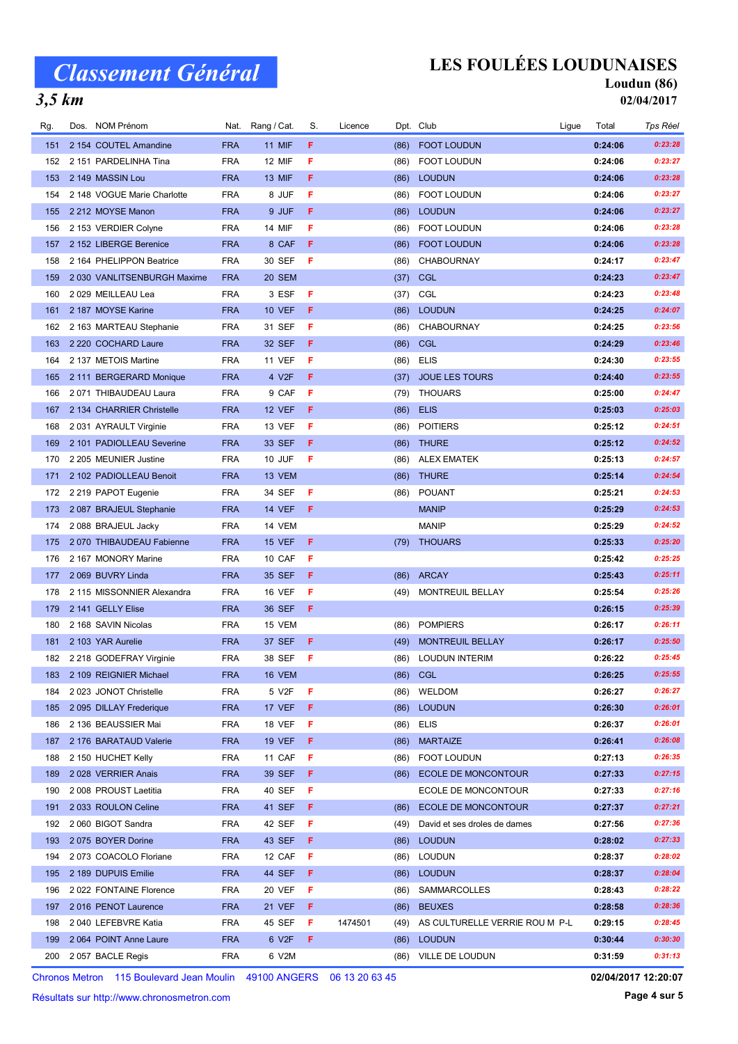# Classement Général

## 3,5 km

## LES FOULÉES LOUDUNAISES

**Loudun (86)**

**02/04/2017**

| Rg. | Dos. | NOM Prénom | Nat. | Rang / Cat. | S. | Licence | Dpt. | Club | Ligue | Total | Tps Réel |
|---|---|---|---|---|---|---|---|---|---|---|---|
| 151 | 2 154 | COUTEL Amandine | FRA | 11 MIF | F | | (86) | FOOT LOUDUN | | 0:24:06 | 0:23:28 |
| 152 | 2 151 | PARDELINHA Tina | FRA | 12 MIF | F | | (86) | FOOT LOUDUN | | 0:24:06 | 0:23:27 |
| 153 | 2 149 | MASSIN Lou | FRA | 13 MIF | F | | (86) | LOUDUN | | 0:24:06 | 0:23:28 |
| 154 | 2 148 | VOGUE Marie Charlotte | FRA | 8 JUF | F | | (86) | FOOT LOUDUN | | 0:24:06 | 0:23:27 |
| 155 | 2 212 | MOYSE Manon | FRA | 9 JUF | F | | (86) | LOUDUN | | 0:24:06 | 0:23:27 |
| 156 | 2 153 | VERDIER Colyne | FRA | 14 MIF | F | | (86) | FOOT LOUDUN | | 0:24:06 | 0:23:28 |
| 157 | 2 152 | LIBERGE Berenice | FRA | 8 CAF | F | | (86) | FOOT LOUDUN | | 0:24:06 | 0:23:28 |
| 158 | 2 164 | PHELIPPON Beatrice | FRA | 30 SEF | F | | (86) | CHABOURNAY | | 0:24:17 | 0:23:47 |
| 159 | 2 030 | VANLITSENBURGH Maxime | FRA | 20 SEM | | | (37) | CGL | | 0:24:23 | 0:23:47 |
| 160 | 2 029 | MEILLEAU Lea | FRA | 3 ESF | F | | (37) | CGL | | 0:24:23 | 0:23:48 |
| 161 | 2 187 | MOYSE Karine | FRA | 10 VEF | F | | (86) | LOUDUN | | 0:24:25 | 0:24:07 |
| 162 | 2 163 | MARTEAU Stephanie | FRA | 31 SEF | F | | (86) | CHABOURNAY | | 0:24:25 | 0:23:56 |
| 163 | 2 220 | COCHARD Laure | FRA | 32 SEF | F | | (86) | CGL | | 0:24:29 | 0:23:46 |
| 164 | 2 137 | METOIS Martine | FRA | 11 VEF | F | | (86) | ELIS | | 0:24:30 | 0:23:55 |
| 165 | 2 111 | BERGERARD Monique | FRA | 4 V2F | F | | (37) | JOUE LES TOURS | | 0:24:40 | 0:23:55 |
| 166 | 2 071 | THIBAUDEAU Laura | FRA | 9 CAF | F | | (79) | THOUARS | | 0:25:00 | 0:24:47 |
| 167 | 2 134 | CHARRIER Christelle | FRA | 12 VEF | F | | (86) | ELIS | | 0:25:03 | 0:25:03 |
| 168 | 2 031 | AYRAULT Virginie | FRA | 13 VEF | F | | (86) | POITIERS | | 0:25:12 | 0:24:51 |
| 169 | 2 101 | PADIOLLEAU Severine | FRA | 33 SEF | F | | (86) | THURE | | 0:25:12 | 0:24:52 |
| 170 | 2 205 | MEUNIER Justine | FRA | 10 JUF | F | | (86) | ALEX EMATEK | | 0:25:13 | 0:24:57 |
| 171 | 2 102 | PADIOLLEAU Benoit | FRA | 13 VEM | | | (86) | THURE | | 0:25:14 | 0:24:54 |
| 172 | 2 219 | PAPOT Eugenie | FRA | 34 SEF | F | | (86) | POUANT | | 0:25:21 | 0:24:53 |
| 173 | 2 087 | BRAJEUL Stephanie | FRA | 14 VEF | F | | | MANIP | | 0:25:29 | 0:24:53 |
| 174 | 2 088 | BRAJEUL Jacky | FRA | 14 VEM | | | | MANIP | | 0:25:29 | 0:24:52 |
| 175 | 2 070 | THIBAUDEAU Fabienne | FRA | 15 VEF | F | | (79) | THOUARS | | 0:25:33 | 0:25:20 |
| 176 | 2 167 | MONORY Marine | FRA | 10 CAF | F | | | | | 0:25:42 | 0:25:25 |
| 177 | 2 069 | BUVRY Linda | FRA | 35 SEF | F | | (86) | ARCAY | | 0:25:43 | 0:25:11 |
| 178 | 2 115 | MISSONNIER Alexandra | FRA | 16 VEF | F | | (49) | MONTREUIL BELLAY | | 0:25:54 | 0:25:26 |
| 179 | 2 141 | GELLY Elise | FRA | 36 SEF | F | | | | | 0:26:15 | 0:25:39 |
| 180 | 2 168 | SAVIN Nicolas | FRA | 15 VEM | | | (86) | POMPIERS | | 0:26:17 | 0:26:11 |
| 181 | 2 103 | YAR Aurelie | FRA | 37 SEF | F | | (49) | MONTREUIL BELLAY | | 0:26:17 | 0:25:50 |
| 182 | 2 218 | GODEFRAY Virginie | FRA | 38 SEF | F | | (86) | LOUDUN INTERIM | | 0:26:22 | 0:25:45 |
| 183 | 2 109 | REIGNIER Michael | FRA | 16 VEM | | | (86) | CGL | | 0:26:25 | 0:25:55 |
| 184 | 2 023 | JONOT Christelle | FRA | 5 V2F | F | | (86) | WELDOM | | 0:26:27 | 0:26:27 |
| 185 | 2 095 | DILLAY Frederique | FRA | 17 VEF | F | | (86) | LOUDUN | | 0:26:30 | 0:26:01 |
| 186 | 2 136 | BEAUSSIER Mai | FRA | 18 VEF | F | | (86) | ELIS | | 0:26:37 | 0:26:01 |
| 187 | 2 176 | BARATAUD Valerie | FRA | 19 VEF | F | | (86) | MARTAIZE | | 0:26:41 | 0:26:08 |
| 188 | 2 150 | HUCHET Kelly | FRA | 11 CAF | F | | (86) | FOOT LOUDUN | | 0:27:13 | 0:26:35 |
| 189 | 2 028 | VERRIER Anais | FRA | 39 SEF | F | | (86) | ECOLE DE MONCONTOUR | | 0:27:33 | 0:27:15 |
| 190 | 2 008 | PROUST Laetitia | FRA | 40 SEF | F | | | ECOLE DE MONCONTOUR | | 0:27:33 | 0:27:16 |
| 191 | 2 033 | ROULON Celine | FRA | 41 SEF | F | | (86) | ECOLE DE MONCONTOUR | | 0:27:37 | 0:27:21 |
| 192 | 2 060 | BIGOT Sandra | FRA | 42 SEF | F | | (49) | David et ses droles de dames | | 0:27:56 | 0:27:36 |
| 193 | 2 075 | BOYER Dorine | FRA | 43 SEF | F | | (86) | LOUDUN | | 0:28:02 | 0:27:33 |
| 194 | 2 073 | COACOLO Floriane | FRA | 12 CAF | F | | (86) | LOUDUN | | 0:28:37 | 0:28:02 |
| 195 | 2 189 | DUPUIS Emilie | FRA | 44 SEF | F | | (86) | LOUDUN | | 0:28:37 | 0:28:04 |
| 196 | 2 022 | FONTAINE Florence | FRA | 20 VEF | F | | (86) | SAMMARCOLLES | | 0:28:43 | 0:28:22 |
| 197 | 2 016 | PENOT Laurence | FRA | 21 VEF | F | | (86) | BEUXES | | 0:28:58 | 0:28:36 |
| 198 | 2 040 | LEFEBVRE Katia | FRA | 45 SEF | F | 1474501 | (49) | AS CULTURELLE VERRIE ROU M | P-L | 0:29:15 | 0:28:45 |
| 199 | 2 064 | POINT Anne Laure | FRA | 6 V2F | F | | (86) | LOUDUN | | 0:30:44 | 0:30:30 |
| 200 | 2 057 | BACLE Regis | FRA | 6 V2M | | | (86) | VILLE DE LOUDUN | | 0:31:59 | 0:31:13 |

Chronos Metron 115 Boulevard Jean Moulin 49100 ANGERS 06 13 20 63 45

Résultats sur http://www.chronosmetron.com

02/04/2017 12:20:07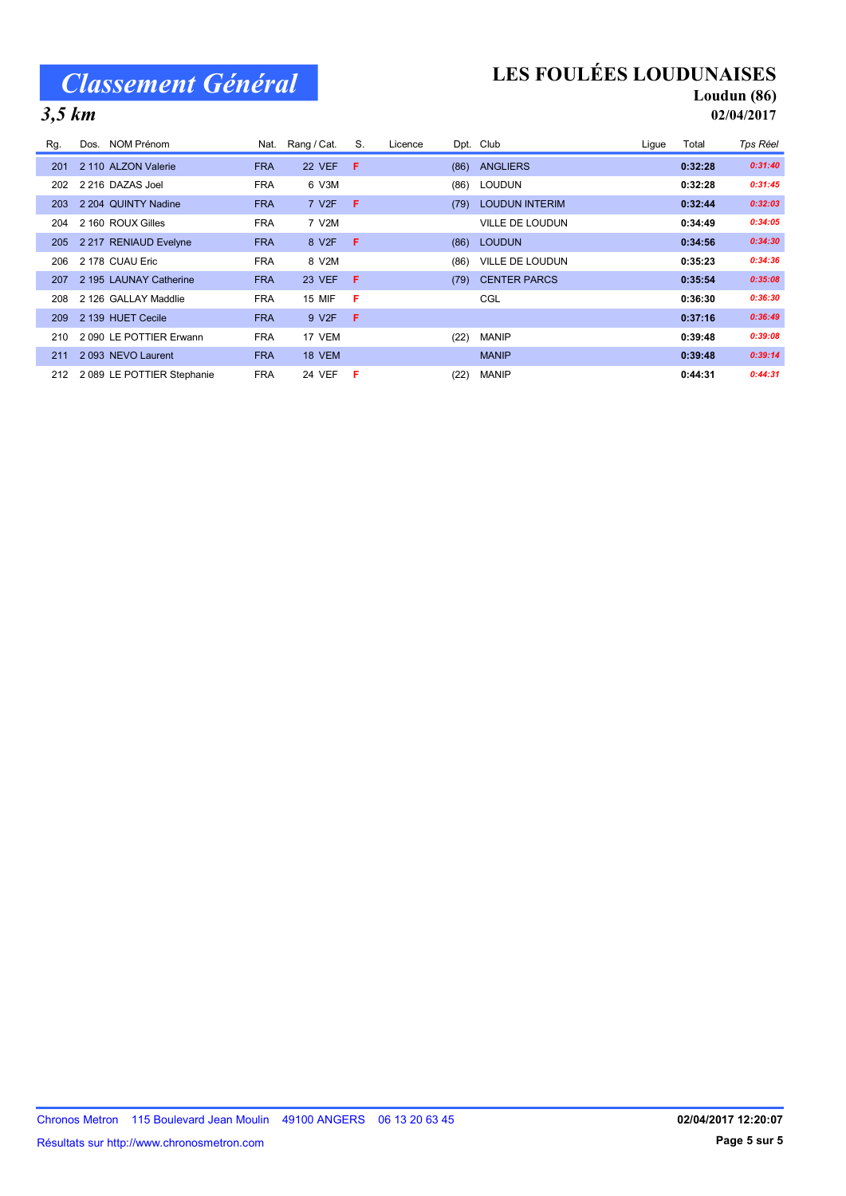# Classement Général

## 3,5 km

# LES FOULÉES LOUDUNAISES

**Loudun (86)**

**02/04/2017**

| Rg. | Dos. | NOM Prénom | Nat. | Rang / Cat. | S. | Licence | Dpt. | Club | Ligue | Total | Tps Réel |
|---|---|---|---|---|---|---|---|---|---|---|---|
| 201 | 2 110 | ALZON Valerie | FRA | 22 VEF | F | | (86) | ANGLIERS | | **0:32:28** | *0:31:40* |
| 202 | 2 216 | DAZAS Joel | FRA | 6 V3M | | | (86) | LOUDUN | | **0:32:28** | *0:31:45* |
| 203 | 2 204 | QUINTY Nadine | FRA | 7 V2F | F | | (79) | LOUDUN INTERIM | | **0:32:44** | *0:32:03* |
| 204 | 2 160 | ROUX Gilles | FRA | 7 V2M | | | | VILLE DE LOUDUN | | **0:34:49** | *0:34:05* |
| 205 | 2 217 | RENIAUD Evelyne | FRA | 8 V2F | F | | (86) | LOUDUN | | **0:34:56** | *0:34:30* |
| 206 | 2 178 | CUAU Eric | FRA | 8 V2M | | | (86) | VILLE DE LOUDUN | | **0:35:23** | *0:34:36* |
| 207 | 2 195 | LAUNAY Catherine | FRA | 23 VEF | F | | (79) | CENTER PARCS | | **0:35:54** | *0:35:08* |
| 208 | 2 126 | GALLAY Maddlie | FRA | 15 MIF | F | | | CGL | | **0:36:30** | *0:36:30* |
| 209 | 2 139 | HUET Cecile | FRA | 9 V2F | F | | | | | **0:37:16** | *0:36:49* |
| 210 | 2 090 | LE POTTIER Erwann | FRA | 17 VEM | | | (22) | MANIP | | **0:39:48** | *0:39:08* |
| 211 | 2 093 | NEVO Laurent | FRA | 18 VEM | | | | MANIP | | **0:39:48** | *0:39:14* |
| 212 | 2 089 | LE POTTIER Stephanie | FRA | 24 VEF | F | | (22) | MANIP | | **0:44:31** | *0:44:31* |

Chronos Metron 115 Boulevard Jean Moulin 49100 ANGERS 06 13 20 63 45

Résultats sur http://www.chronosmetron.com

**02/04/2017 12:20:07**